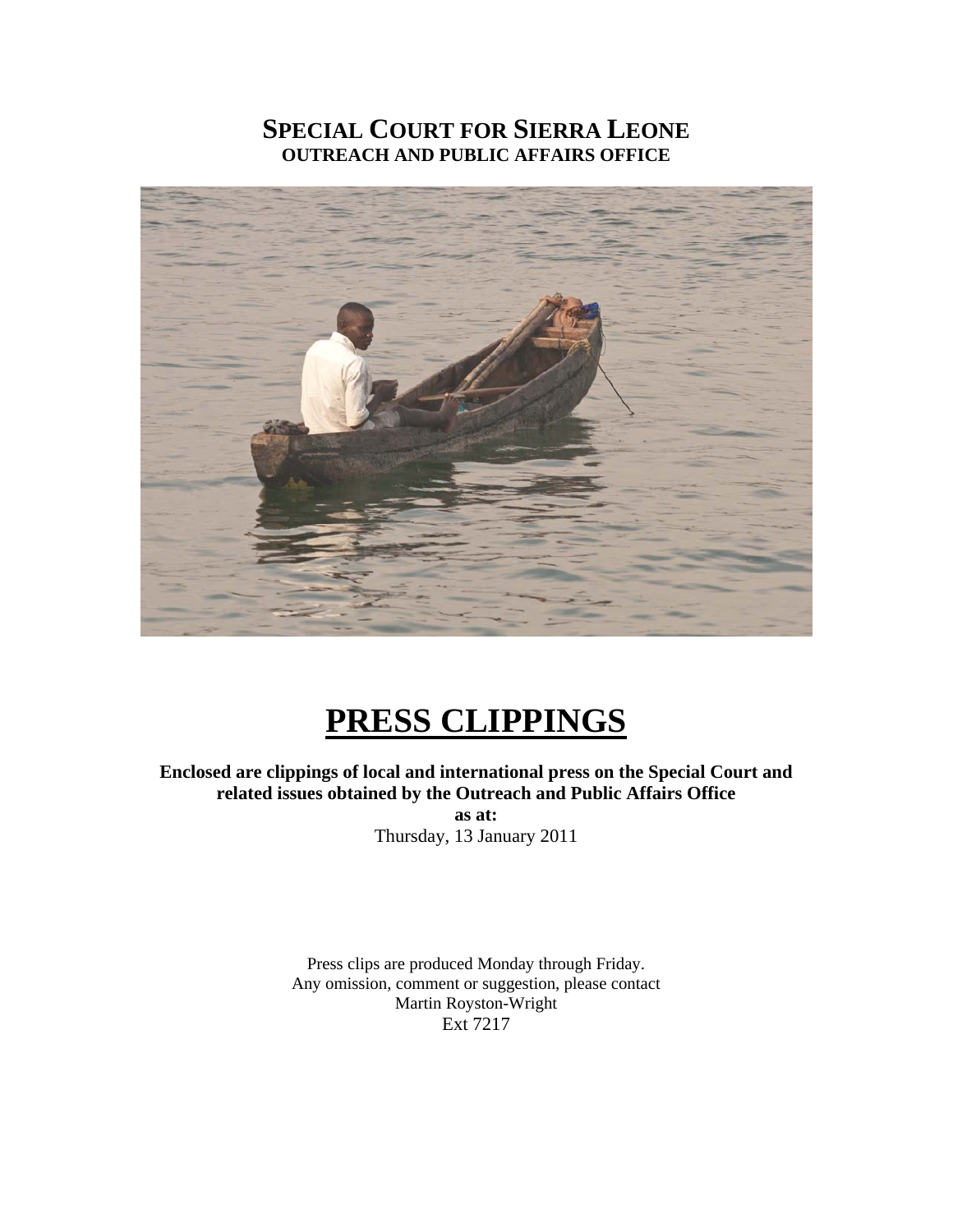# SPECIAL COURT FOR SIERRA LEONE
## OUTREACH AND PUBLIC AFFAIRS OFFICE

# PRESS CLIPPINGS

**Enclosed are clippings of local and international press on the Special Court and related issues obtained by the Outreach and Public Affairs Office as at:**

Thursday, 13 January 2011

Press clips are produced Monday through Friday.
Any omission, comment or suggestion, please contact
Martin Royston-Wright
Ext 7217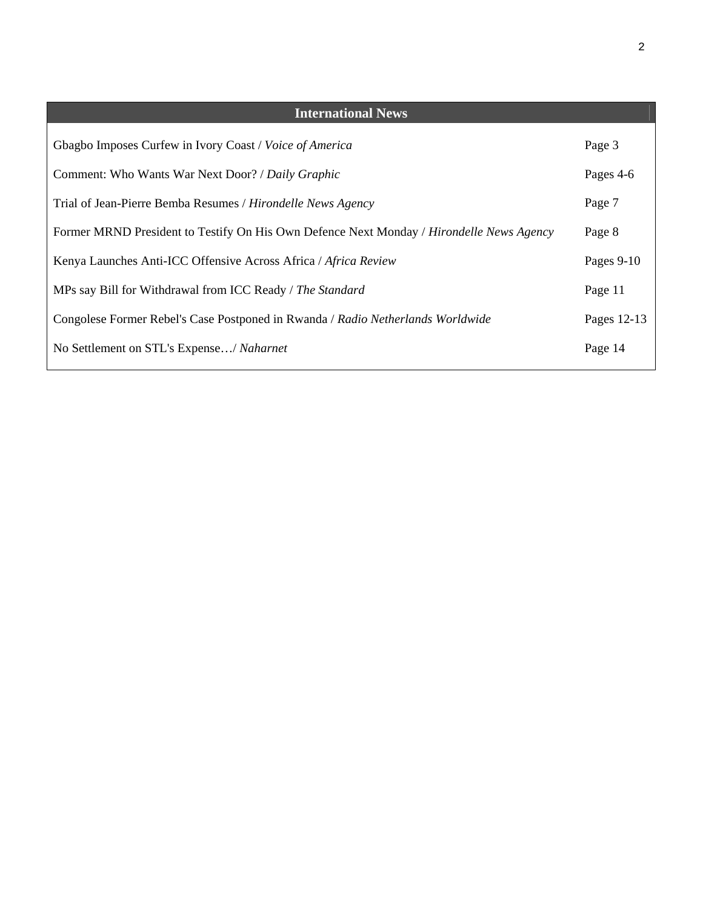## International News

| | |
|---|---|
| Gbagbo Imposes Curfew in Ivory Coast / *Voice of America* | Page 3 |
| Comment: Who Wants War Next Door? / *Daily Graphic* | Pages 4-6 |
| Trial of Jean-Pierre Bemba Resumes / *Hirondelle News Agency* | Page 7 |
| Former MRND President to Testify On His Own Defence Next Monday / *Hirondelle News Agency* | Page 8 |
| Kenya Launches Anti-ICC Offensive Across Africa / *Africa Review* | Pages 9-10 |
| MPs say Bill for Withdrawal from ICC Ready / *The Standard* | Page 11 |
| Congolese Former Rebel's Case Postponed in Rwanda / *Radio Netherlands Worldwide* | Pages 12-13 |
| No Settlement on STL's Expense…/ *Naharnet* | Page 14 |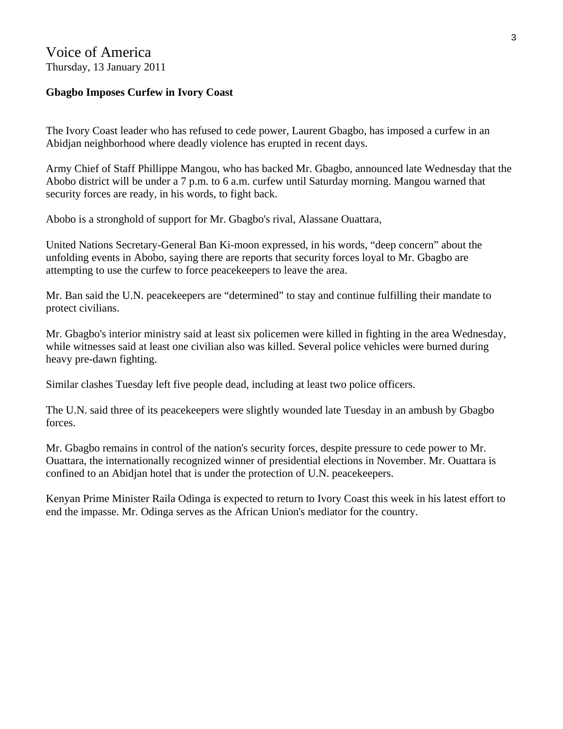Voice of America
Thursday, 13 January 2011

**Gbagbo Imposes Curfew in Ivory Coast**

The Ivory Coast leader who has refused to cede power, Laurent Gbagbo, has imposed a curfew in an Abidjan neighborhood where deadly violence has erupted in recent days.

Army Chief of Staff Phillippe Mangou, who has backed Mr. Gbagbo, announced late Wednesday that the Abobo district will be under a 7 p.m. to 6 a.m. curfew until Saturday morning. Mangou warned that security forces are ready, in his words, to fight back.

Abobo is a stronghold of support for Mr. Gbagbo's rival, Alassane Ouattara,

United Nations Secretary-General Ban Ki-moon expressed, in his words, “deep concern” about the unfolding events in Abobo, saying there are reports that security forces loyal to Mr. Gbagbo are attempting to use the curfew to force peacekeepers to leave the area.

Mr. Ban said the U.N. peacekeepers are “determined” to stay and continue fulfilling their mandate to protect civilians.

Mr. Gbagbo's interior ministry said at least six policemen were killed in fighting in the area Wednesday, while witnesses said at least one civilian also was killed. Several police vehicles were burned during heavy pre-dawn fighting.

Similar clashes Tuesday left five people dead, including at least two police officers.

The U.N. said three of its peacekeepers were slightly wounded late Tuesday in an ambush by Gbagbo forces.

Mr. Gbagbo remains in control of the nation's security forces, despite pressure to cede power to Mr. Ouattara, the internationally recognized winner of presidential elections in November. Mr. Ouattara is confined to an Abidjan hotel that is under the protection of U.N. peacekeepers.

Kenyan Prime Minister Raila Odinga is expected to return to Ivory Coast this week in his latest effort to end the impasse. Mr. Odinga serves as the African Union's mediator for the country.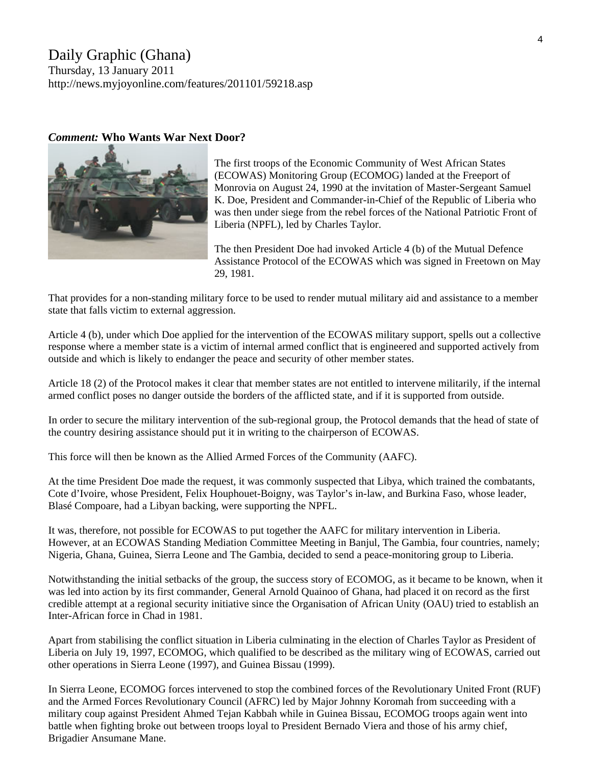# Daily Graphic (Ghana)

Thursday, 13 January 2011
http://news.myjoyonline.com/features/201101/59218.asp

## *Comment:* **Who Wants War Next Door?**

The first troops of the Economic Community of West African States (ECOWAS) Monitoring Group (ECOMOG) landed at the Freeport of Monrovia on August 24, 1990 at the invitation of Master-Sergeant Samuel K. Doe, President and Commander-in-Chief of the Republic of Liberia who was then under siege from the rebel forces of the National Patriotic Front of Liberia (NPFL), led by Charles Taylor.

The then President Doe had invoked Article 4 (b) of the Mutual Defence Assistance Protocol of the ECOWAS which was signed in Freetown on May 29, 1981.

That provides for a non-standing military force to be used to render mutual military aid and assistance to a member state that falls victim to external aggression.

Article 4 (b), under which Doe applied for the intervention of the ECOWAS military support, spells out a collective response where a member state is a victim of internal armed conflict that is engineered and supported actively from outside and which is likely to endanger the peace and security of other member states.

Article 18 (2) of the Protocol makes it clear that member states are not entitled to intervene militarily, if the internal armed conflict poses no danger outside the borders of the afflicted state, and if it is supported from outside.

In order to secure the military intervention of the sub-regional group, the Protocol demands that the head of state of the country desiring assistance should put it in writing to the chairperson of ECOWAS.

This force will then be known as the Allied Armed Forces of the Community (AAFC).

At the time President Doe made the request, it was commonly suspected that Libya, which trained the combatants, Cote d'Ivoire, whose President, Felix Houphouet-Boigny, was Taylor's in-law, and Burkina Faso, whose leader, Blasé Compoare, had a Libyan backing, were supporting the NPFL.

It was, therefore, not possible for ECOWAS to put together the AAFC for military intervention in Liberia. However, at an ECOWAS Standing Mediation Committee Meeting in Banjul, The Gambia, four countries, namely; Nigeria, Ghana, Guinea, Sierra Leone and The Gambia, decided to send a peace-monitoring group to Liberia.

Notwithstanding the initial setbacks of the group, the success story of ECOMOG, as it became to be known, when it was led into action by its first commander, General Arnold Quainoo of Ghana, had placed it on record as the first credible attempt at a regional security initiative since the Organisation of African Unity (OAU) tried to establish an Inter-African force in Chad in 1981.

Apart from stabilising the conflict situation in Liberia culminating in the election of Charles Taylor as President of Liberia on July 19, 1997, ECOMOG, which qualified to be described as the military wing of ECOWAS, carried out other operations in Sierra Leone (1997), and Guinea Bissau (1999).

In Sierra Leone, ECOMOG forces intervened to stop the combined forces of the Revolutionary United Front (RUF) and the Armed Forces Revolutionary Council (AFRC) led by Major Johnny Koromah from succeeding with a military coup against President Ahmed Tejan Kabbah while in Guinea Bissau, ECOMOG troops again went into battle when fighting broke out between troops loyal to President Bernado Viera and those of his army chief, Brigadier Ansumane Mane.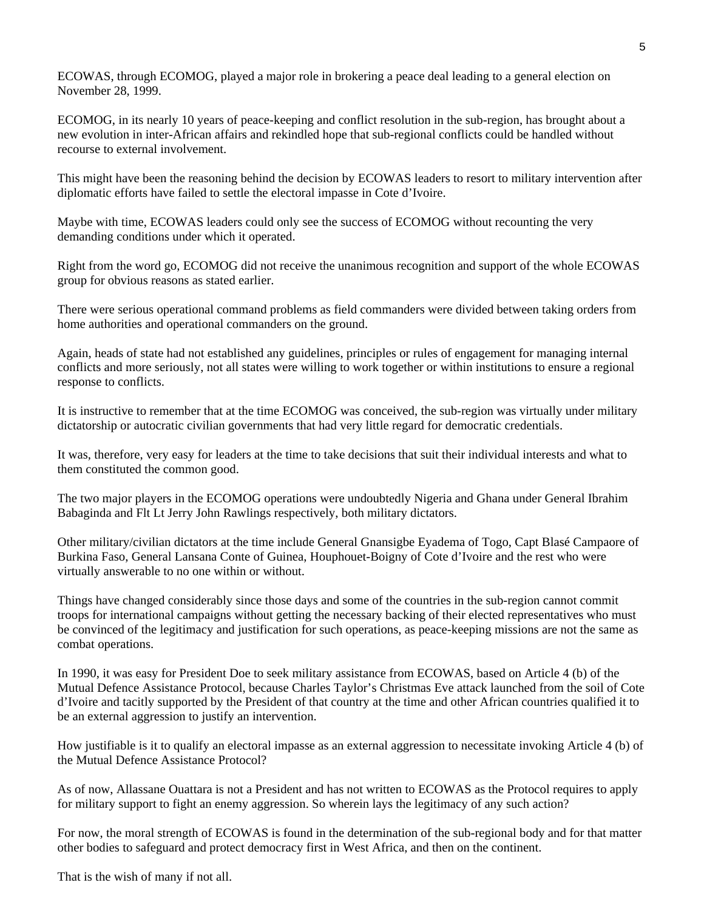ECOWAS, through ECOMOG, played a major role in brokering a peace deal leading to a general election on November 28, 1999.

ECOMOG, in its nearly 10 years of peace-keeping and conflict resolution in the sub-region, has brought about a new evolution in inter-African affairs and rekindled hope that sub-regional conflicts could be handled without recourse to external involvement.

This might have been the reasoning behind the decision by ECOWAS leaders to resort to military intervention after diplomatic efforts have failed to settle the electoral impasse in Cote d'Ivoire.

Maybe with time, ECOWAS leaders could only see the success of ECOMOG without recounting the very demanding conditions under which it operated.

Right from the word go, ECOMOG did not receive the unanimous recognition and support of the whole ECOWAS group for obvious reasons as stated earlier.

There were serious operational command problems as field commanders were divided between taking orders from home authorities and operational commanders on the ground.

Again, heads of state had not established any guidelines, principles or rules of engagement for managing internal conflicts and more seriously, not all states were willing to work together or within institutions to ensure a regional response to conflicts.

It is instructive to remember that at the time ECOMOG was conceived, the sub-region was virtually under military dictatorship or autocratic civilian governments that had very little regard for democratic credentials.

It was, therefore, very easy for leaders at the time to take decisions that suit their individual interests and what to them constituted the common good.

The two major players in the ECOMOG operations were undoubtedly Nigeria and Ghana under General Ibrahim Babaginda and Flt Lt Jerry John Rawlings respectively, both military dictators.

Other military/civilian dictators at the time include General Gnansigbe Eyadema of Togo, Capt Blasé Campaore of Burkina Faso, General Lansana Conte of Guinea, Houphouet-Boigny of Cote d'Ivoire and the rest who were virtually answerable to no one within or without.

Things have changed considerably since those days and some of the countries in the sub-region cannot commit troops for international campaigns without getting the necessary backing of their elected representatives who must be convinced of the legitimacy and justification for such operations, as peace-keeping missions are not the same as combat operations.

In 1990, it was easy for President Doe to seek military assistance from ECOWAS, based on Article 4 (b) of the Mutual Defence Assistance Protocol, because Charles Taylor's Christmas Eve attack launched from the soil of Cote d'Ivoire and tacitly supported by the President of that country at the time and other African countries qualified it to be an external aggression to justify an intervention.

How justifiable is it to qualify an electoral impasse as an external aggression to necessitate invoking Article 4 (b) of the Mutual Defence Assistance Protocol?

As of now, Allassane Ouattara is not a President and has not written to ECOWAS as the Protocol requires to apply for military support to fight an enemy aggression. So wherein lays the legitimacy of any such action?

For now, the moral strength of ECOWAS is found in the determination of the sub-regional body and for that matter other bodies to safeguard and protect democracy first in West Africa, and then on the continent.

That is the wish of many if not all.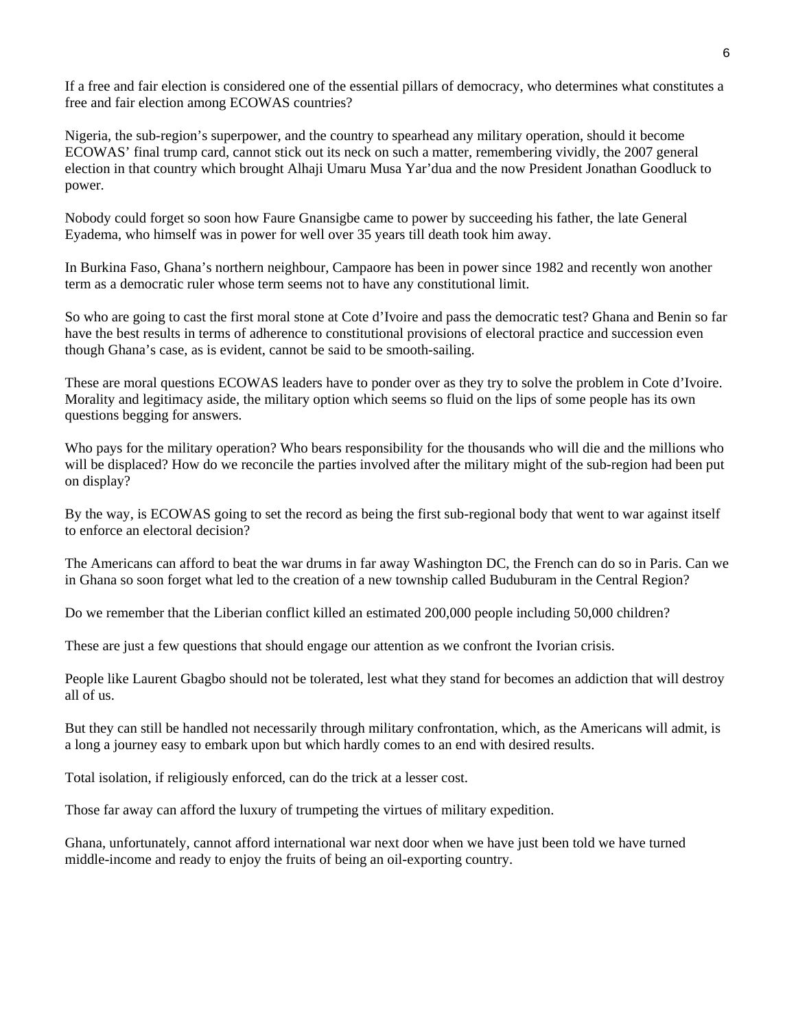If a free and fair election is considered one of the essential pillars of democracy, who determines what constitutes a free and fair election among ECOWAS countries?

Nigeria, the sub-region's superpower, and the country to spearhead any military operation, should it become ECOWAS' final trump card, cannot stick out its neck on such a matter, remembering vividly, the 2007 general election in that country which brought Alhaji Umaru Musa Yar'dua and the now President Jonathan Goodluck to power.

Nobody could forget so soon how Faure Gnansigbe came to power by succeeding his father, the late General Eyadema, who himself was in power for well over 35 years till death took him away.

In Burkina Faso, Ghana's northern neighbour, Campaore has been in power since 1982 and recently won another term as a democratic ruler whose term seems not to have any constitutional limit.

So who are going to cast the first moral stone at Cote d'Ivoire and pass the democratic test? Ghana and Benin so far have the best results in terms of adherence to constitutional provisions of electoral practice and succession even though Ghana's case, as is evident, cannot be said to be smooth-sailing.

These are moral questions ECOWAS leaders have to ponder over as they try to solve the problem in Cote d'Ivoire. Morality and legitimacy aside, the military option which seems so fluid on the lips of some people has its own questions begging for answers.

Who pays for the military operation? Who bears responsibility for the thousands who will die and the millions who will be displaced? How do we reconcile the parties involved after the military might of the sub-region had been put on display?

By the way, is ECOWAS going to set the record as being the first sub-regional body that went to war against itself to enforce an electoral decision?

The Americans can afford to beat the war drums in far away Washington DC, the French can do so in Paris. Can we in Ghana so soon forget what led to the creation of a new township called Buduburam in the Central Region?

Do we remember that the Liberian conflict killed an estimated 200,000 people including 50,000 children?

These are just a few questions that should engage our attention as we confront the Ivorian crisis.

People like Laurent Gbagbo should not be tolerated, lest what they stand for becomes an addiction that will destroy all of us.

But they can still be handled not necessarily through military confrontation, which, as the Americans will admit, is a long a journey easy to embark upon but which hardly comes to an end with desired results.

Total isolation, if religiously enforced, can do the trick at a lesser cost.

Those far away can afford the luxury of trumpeting the virtues of military expedition.

Ghana, unfortunately, cannot afford international war next door when we have just been told we have turned middle-income and ready to enjoy the fruits of being an oil-exporting country.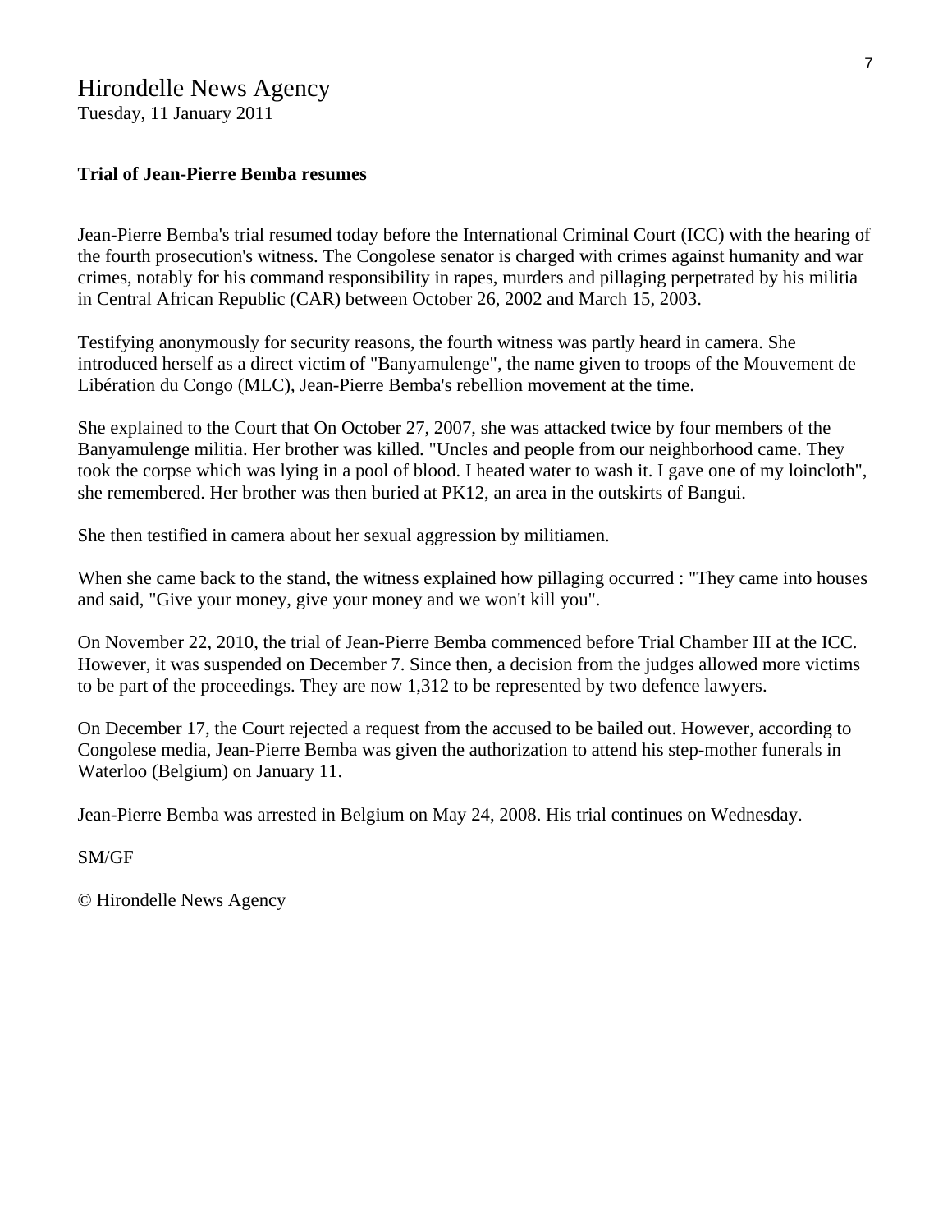Hirondelle News Agency
Tuesday, 11 January 2011

**Trial of Jean-Pierre Bemba resumes**

Jean-Pierre Bemba's trial resumed today before the International Criminal Court (ICC) with the hearing of the fourth prosecution's witness. The Congolese senator is charged with crimes against humanity and war crimes, notably for his command responsibility in rapes, murders and pillaging perpetrated by his militia in Central African Republic (CAR) between October 26, 2002 and March 15, 2003.

Testifying anonymously for security reasons, the fourth witness was partly heard in camera. She introduced herself as a direct victim of "Banyamulenge", the name given to troops of the Mouvement de Libération du Congo (MLC), Jean-Pierre Bemba's rebellion movement at the time.

She explained to the Court that On October 27, 2007, she was attacked twice by four members of the Banyamulenge militia. Her brother was killed. "Uncles and people from our neighborhood came. They took the corpse which was lying in a pool of blood. I heated water to wash it. I gave one of my loincloth", she remembered. Her brother was then buried at PK12, an area in the outskirts of Bangui.

She then testified in camera about her sexual aggression by militiamen.

When she came back to the stand, the witness explained how pillaging occurred : "They came into houses and said, "Give your money, give your money and we won't kill you".

On November 22, 2010, the trial of Jean-Pierre Bemba commenced before Trial Chamber III at the ICC. However, it was suspended on December 7. Since then, a decision from the judges allowed more victims to be part of the proceedings. They are now 1,312 to be represented by two defence lawyers.

On December 17, the Court rejected a request from the accused to be bailed out. However, according to Congolese media, Jean-Pierre Bemba was given the authorization to attend his step-mother funerals in Waterloo (Belgium) on January 11.

Jean-Pierre Bemba was arrested in Belgium on May 24, 2008. His trial continues on Wednesday.

SM/GF

© Hirondelle News Agency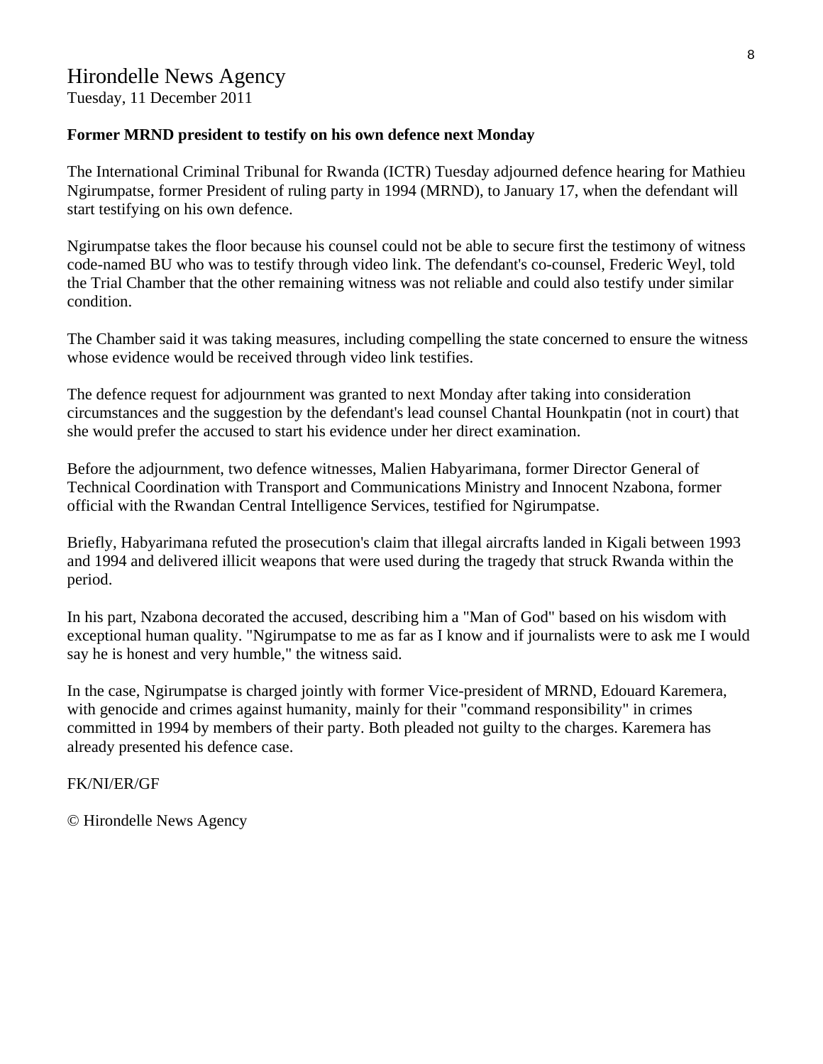# Hirondelle News Agency

Tuesday, 11 December 2011

**Former MRND president to testify on his own defence next Monday**

The International Criminal Tribunal for Rwanda (ICTR) Tuesday adjourned defence hearing for Mathieu Ngirumpatse, former President of ruling party in 1994 (MRND), to January 17, when the defendant will start testifying on his own defence.

Ngirumpatse takes the floor because his counsel could not be able to secure first the testimony of witness code-named BU who was to testify through video link. The defendant's co-counsel, Frederic Weyl, told the Trial Chamber that the other remaining witness was not reliable and could also testify under similar condition.

The Chamber said it was taking measures, including compelling the state concerned to ensure the witness whose evidence would be received through video link testifies.

The defence request for adjournment was granted to next Monday after taking into consideration circumstances and the suggestion by the defendant's lead counsel Chantal Hounkpatin (not in court) that she would prefer the accused to start his evidence under her direct examination.

Before the adjournment, two defence witnesses, Malien Habyarimana, former Director General of Technical Coordination with Transport and Communications Ministry and Innocent Nzabona, former official with the Rwandan Central Intelligence Services, testified for Ngirumpatse.

Briefly, Habyarimana refuted the prosecution's claim that illegal aircrafts landed in Kigali between 1993 and 1994 and delivered illicit weapons that were used during the tragedy that struck Rwanda within the period.

In his part, Nzabona decorated the accused, describing him a "Man of God" based on his wisdom with exceptional human quality. "Ngirumpatse to me as far as I know and if journalists were to ask me I would say he is honest and very humble," the witness said.

In the case, Ngirumpatse is charged jointly with former Vice-president of MRND, Edouard Karemera, with genocide and crimes against humanity, mainly for their "command responsibility" in crimes committed in 1994 by members of their party. Both pleaded not guilty to the charges. Karemera has already presented his defence case.

FK/NI/ER/GF

© Hirondelle News Agency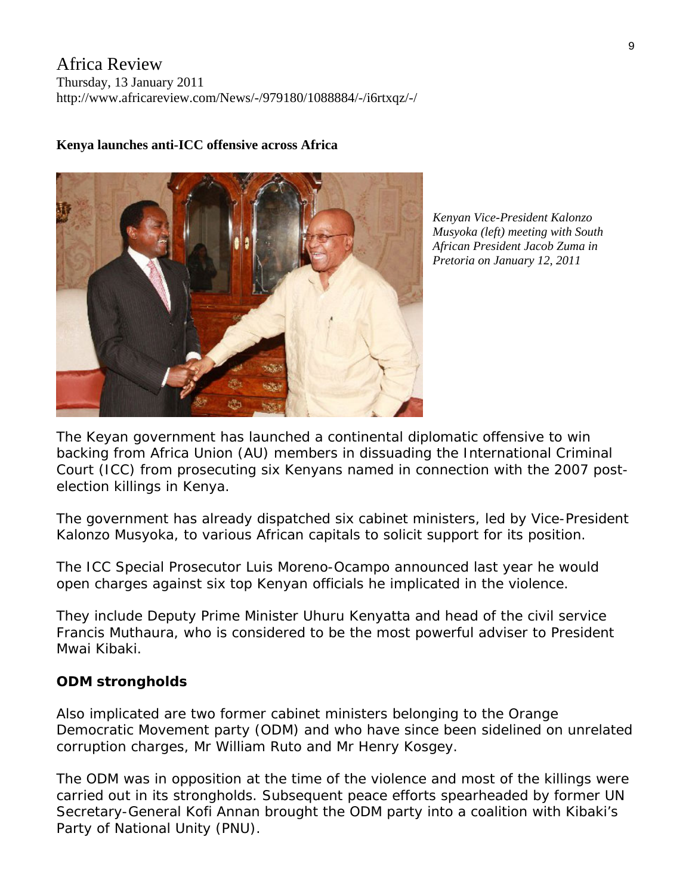Africa Review
Thursday, 13 January 2011
http://www.africareview.com/News/-/979180/1088884/-/i6rtxqz/-/

**Kenya launches anti-ICC offensive across Africa**

*Kenyan Vice-President Kalonzo Musyoka (left) meeting with South African President Jacob Zuma in Pretoria on January 12, 2011*

The Keyan government has launched a continental diplomatic offensive to win backing from Africa Union (AU) members in dissuading the International Criminal Court (ICC) from prosecuting six Kenyans named in connection with the 2007 post-election killings in Kenya.

The government has already dispatched six cabinet ministers, led by Vice-President Kalonzo Musyoka, to various African capitals to solicit support for its position.

The ICC Special Prosecutor Luis Moreno-Ocampo announced last year he would open charges against six top Kenyan officials he implicated in the violence.

They include Deputy Prime Minister Uhuru Kenyatta and head of the civil service Francis Muthaura, who is considered to be the most powerful adviser to President Mwai Kibaki.

**ODM strongholds**

Also implicated are two former cabinet ministers belonging to the Orange Democratic Movement party (ODM) and who have since been sidelined on unrelated corruption charges, Mr William Ruto and Mr Henry Kosgey.

The ODM was in opposition at the time of the violence and most of the killings were carried out in its strongholds. Subsequent peace efforts spearheaded by former UN Secretary-General Kofi Annan brought the ODM party into a coalition with Kibaki's Party of National Unity (PNU).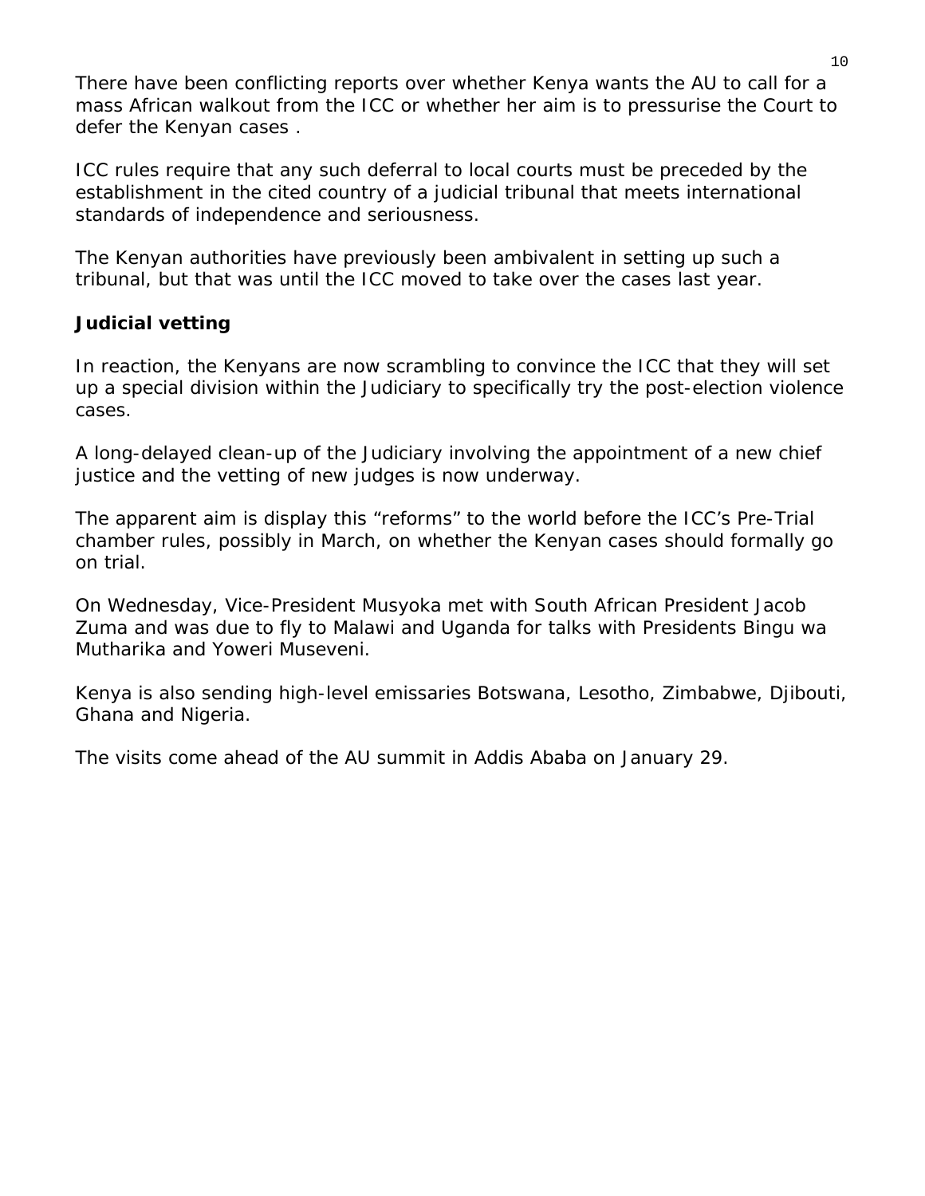There have been conflicting reports over whether Kenya wants the AU to call for a mass African walkout from the ICC or whether her aim is to pressurise the Court to defer the Kenyan cases .

ICC rules require that any such deferral to local courts must be preceded by the establishment in the cited country of a judicial tribunal that meets international standards of independence and seriousness.

The Kenyan authorities have previously been ambivalent in setting up such a tribunal, but that was until the ICC moved to take over the cases last year.

**Judicial vetting**

In reaction, the Kenyans are now scrambling to convince the ICC that they will set up a special division within the Judiciary to specifically try the post-election violence cases.

A long-delayed clean-up of the Judiciary involving the appointment of a new chief justice and the vetting of new judges is now underway.

The apparent aim is display this “reforms” to the world before the ICC’s Pre-Trial chamber rules, possibly in March, on whether the Kenyan cases should formally go on trial.

On Wednesday, Vice-President Musyoka met with South African President Jacob Zuma and was due to fly to Malawi and Uganda for talks with Presidents Bingu wa Mutharika and Yoweri Museveni.

Kenya is also sending high-level emissaries Botswana, Lesotho, Zimbabwe, Djibouti, Ghana and Nigeria.

The visits come ahead of the AU summit in Addis Ababa on January 29.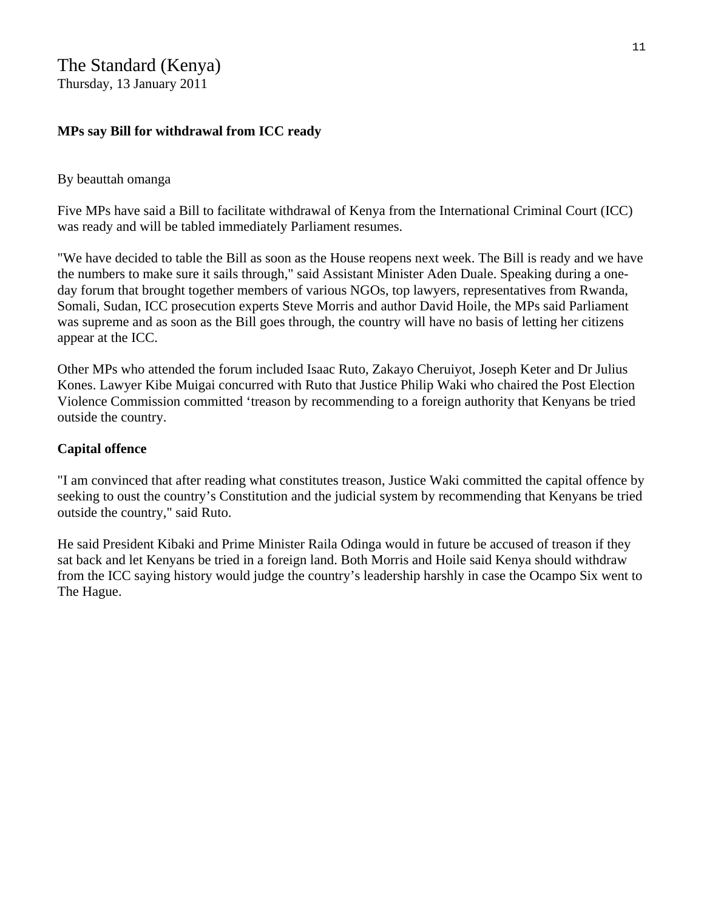The Standard (Kenya)
Thursday, 13 January 2011

**MPs say Bill for withdrawal from ICC ready**

By beauttah omanga

Five MPs have said a Bill to facilitate withdrawal of Kenya from the International Criminal Court (ICC) was ready and will be tabled immediately Parliament resumes.

"We have decided to table the Bill as soon as the House reopens next week. The Bill is ready and we have the numbers to make sure it sails through," said Assistant Minister Aden Duale. Speaking during a one-day forum that brought together members of various NGOs, top lawyers, representatives from Rwanda, Somali, Sudan, ICC prosecution experts Steve Morris and author David Hoile, the MPs said Parliament was supreme and as soon as the Bill goes through, the country will have no basis of letting her citizens appear at the ICC.

Other MPs who attended the forum included Isaac Ruto, Zakayo Cheruiyot, Joseph Keter and Dr Julius Kones. Lawyer Kibe Muigai concurred with Ruto that Justice Philip Waki who chaired the Post Election Violence Commission committed 'treason by recommending to a foreign authority that Kenyans be tried outside the country.

**Capital offence**

"I am convinced that after reading what constitutes treason, Justice Waki committed the capital offence by seeking to oust the country's Constitution and the judicial system by recommending that Kenyans be tried outside the country," said Ruto.

He said President Kibaki and Prime Minister Raila Odinga would in future be accused of treason if they sat back and let Kenyans be tried in a foreign land. Both Morris and Hoile said Kenya should withdraw from the ICC saying history would judge the country's leadership harshly in case the Ocampo Six went to The Hague.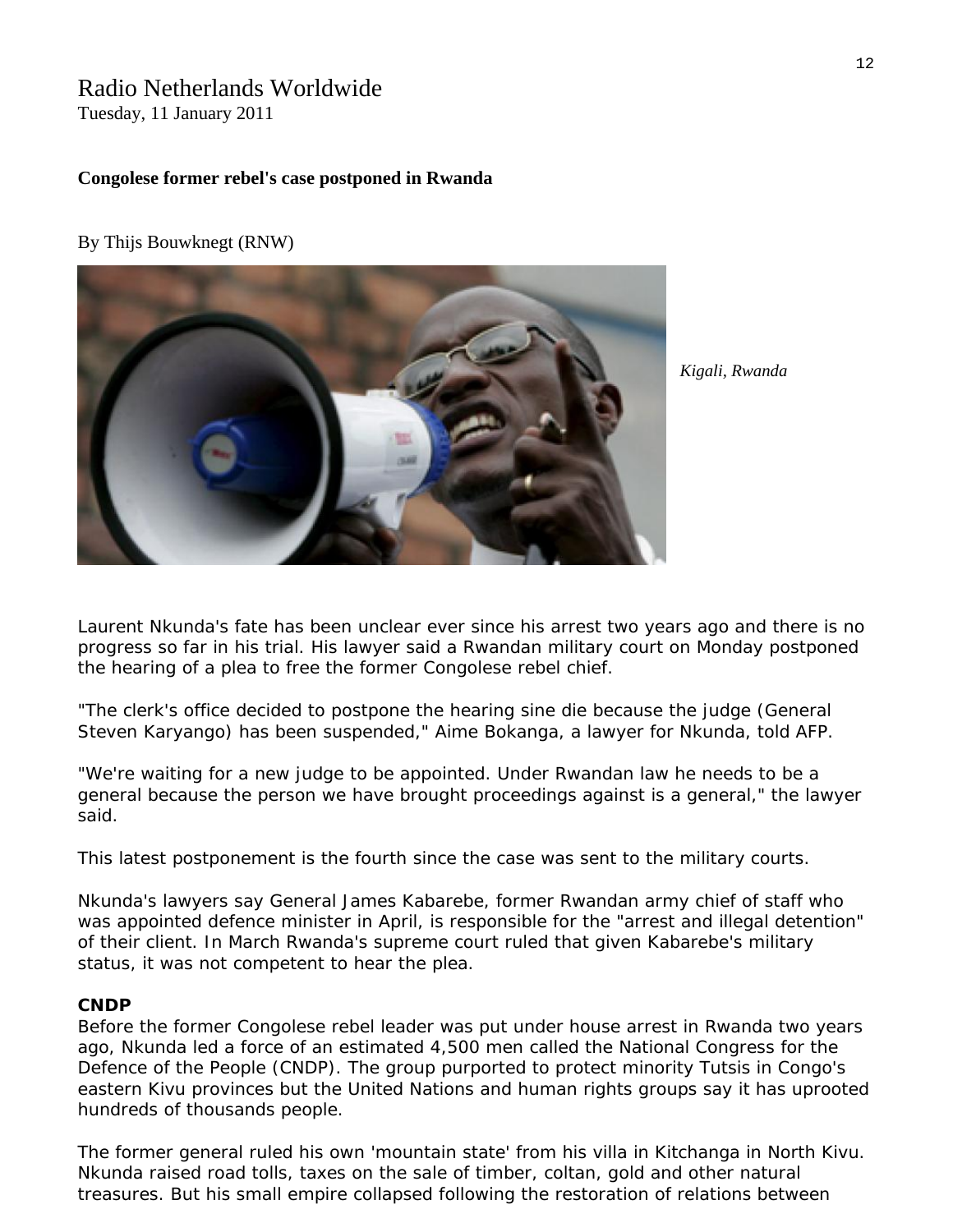Radio Netherlands Worldwide
Tuesday, 11 January 2011

**Congolese former rebel's case postponed in Rwanda**

By Thijs Bouwknegt (RNW)

*Kigali, Rwanda*

Laurent Nkunda's fate has been unclear ever since his arrest two years ago and there is no progress so far in his trial. His lawyer said a Rwandan military court on Monday postponed the hearing of a plea to free the former Congolese rebel chief.

"The clerk's office decided to postpone the hearing sine die because the judge (General Steven Karyango) has been suspended," Aime Bokanga, a lawyer for Nkunda, told AFP.

"We're waiting for a new judge to be appointed. Under Rwandan law he needs to be a general because the person we have brought proceedings against is a general," the lawyer said.

This latest postponement is the fourth since the case was sent to the military courts.

Nkunda's lawyers say General James Kabarebe, former Rwandan army chief of staff who was appointed defence minister in April, is responsible for the "arrest and illegal detention" of their client. In March Rwanda's supreme court ruled that given Kabarebe's military status, it was not competent to hear the plea.

**CNDP**

Before the former Congolese rebel leader was put under house arrest in Rwanda two years ago, Nkunda led a force of an estimated 4,500 men called the National Congress for the Defence of the People (CNDP). The group purported to protect minority Tutsis in Congo's eastern Kivu provinces but the United Nations and human rights groups say it has uprooted hundreds of thousands people.

The former general ruled his own 'mountain state' from his villa in Kitchanga in North Kivu. Nkunda raised road tolls, taxes on the sale of timber, coltan, gold and other natural treasures. But his small empire collapsed following the restoration of relations between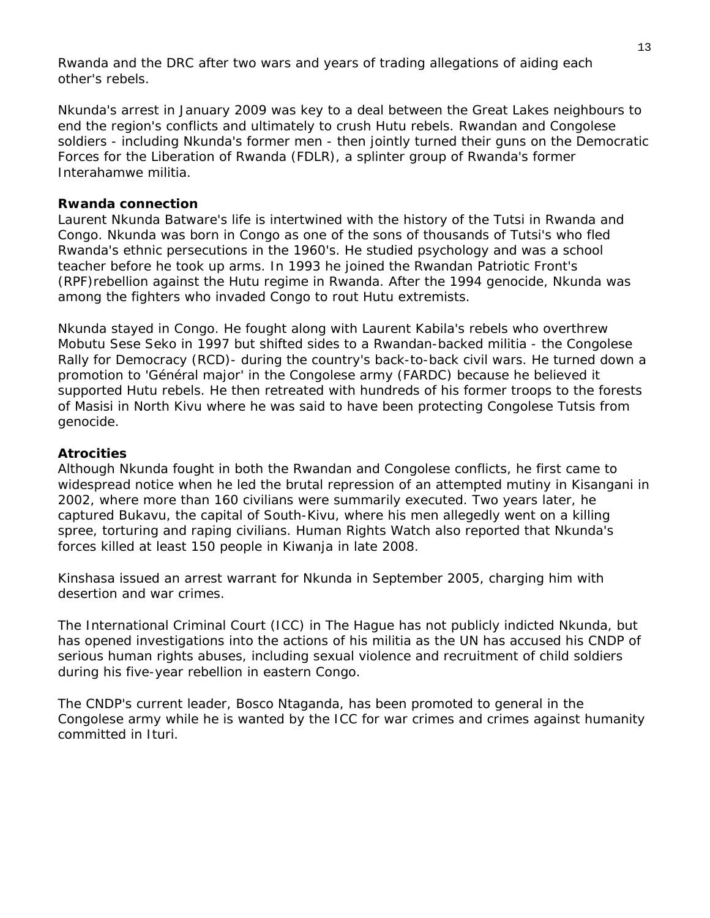Rwanda and the DRC after two wars and years of trading allegations of aiding each other's rebels.

Nkunda's arrest in January 2009 was key to a deal between the Great Lakes neighbours to end the region's conflicts and ultimately to crush Hutu rebels. Rwandan and Congolese soldiers - including Nkunda's former men - then jointly turned their guns on the Democratic Forces for the Liberation of Rwanda (FDLR), a splinter group of Rwanda's former Interahamwe militia.

**Rwanda connection**

Laurent Nkunda Batware's life is intertwined with the history of the Tutsi in Rwanda and Congo. Nkunda was born in Congo as one of the sons of thousands of Tutsi's who fled Rwanda's ethnic persecutions in the 1960's. He studied psychology and was a school teacher before he took up arms. In 1993 he joined the Rwandan Patriotic Front's (RPF)rebellion against the Hutu regime in Rwanda. After the 1994 genocide, Nkunda was among the fighters who invaded Congo to rout Hutu extremists.

Nkunda stayed in Congo. He fought along with Laurent Kabila's rebels who overthrew Mobutu Sese Seko in 1997 but shifted sides to a Rwandan-backed militia - the Congolese Rally for Democracy (RCD)- during the country's back-to-back civil wars. He turned down a promotion to 'Général major' in the Congolese army (FARDC) because he believed it supported Hutu rebels. He then retreated with hundreds of his former troops to the forests of Masisi in North Kivu where he was said to have been protecting Congolese Tutsis from genocide.

**Atrocities**

Although Nkunda fought in both the Rwandan and Congolese conflicts, he first came to widespread notice when he led the brutal repression of an attempted mutiny in Kisangani in 2002, where more than 160 civilians were summarily executed. Two years later, he captured Bukavu, the capital of South-Kivu, where his men allegedly went on a killing spree, torturing and raping civilians. Human Rights Watch also reported that Nkunda's forces killed at least 150 people in Kiwanja in late 2008.

Kinshasa issued an arrest warrant for Nkunda in September 2005, charging him with desertion and war crimes.

The International Criminal Court (ICC) in The Hague has not publicly indicted Nkunda, but has opened investigations into the actions of his militia as the UN has accused his CNDP of serious human rights abuses, including sexual violence and recruitment of child soldiers during his five-year rebellion in eastern Congo.

The CNDP's current leader, Bosco Ntaganda, has been promoted to general in the Congolese army while he is wanted by the ICC for war crimes and crimes against humanity committed in Ituri.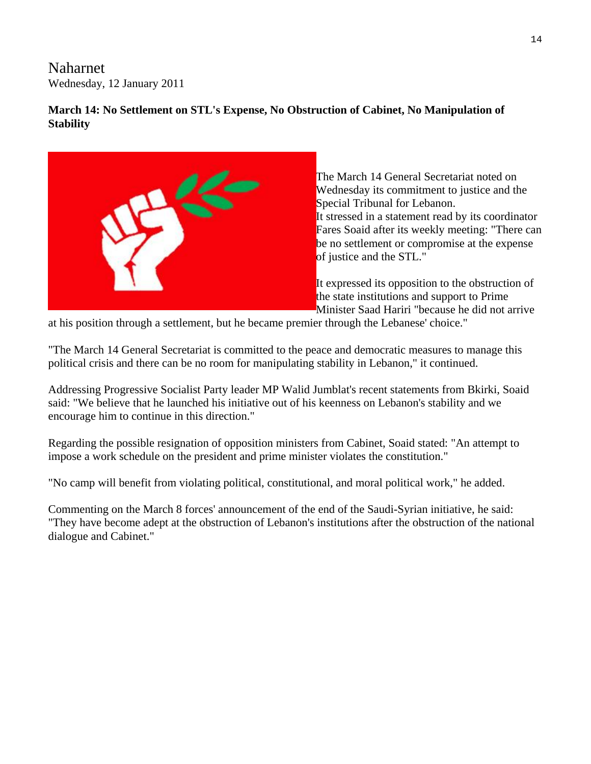Naharnet
Wednesday, 12 January 2011

**March 14: No Settlement on STL's Expense, No Obstruction of Cabinet, No Manipulation of Stability**

The March 14 General Secretariat noted on Wednesday its commitment to justice and the Special Tribunal for Lebanon.
It stressed in a statement read by its coordinator Fares Soaid after its weekly meeting: "There can be no settlement or compromise at the expense of justice and the STL."

It expressed its opposition to the obstruction of the state institutions and support to Prime Minister Saad Hariri "because he did not arrive at his position through a settlement, but he became premier through the Lebanese' choice."

"The March 14 General Secretariat is committed to the peace and democratic measures to manage this political crisis and there can be no room for manipulating stability in Lebanon," it continued.

Addressing Progressive Socialist Party leader MP Walid Jumblat's recent statements from Bkirki, Soaid said: "We believe that he launched his initiative out of his keenness on Lebanon's stability and we encourage him to continue in this direction."

Regarding the possible resignation of opposition ministers from Cabinet, Soaid stated: "An attempt to impose a work schedule on the president and prime minister violates the constitution."

"No camp will benefit from violating political, constitutional, and moral political work," he added.

Commenting on the March 8 forces' announcement of the end of the Saudi-Syrian initiative, he said: "They have become adept at the obstruction of Lebanon's institutions after the obstruction of the national dialogue and Cabinet."